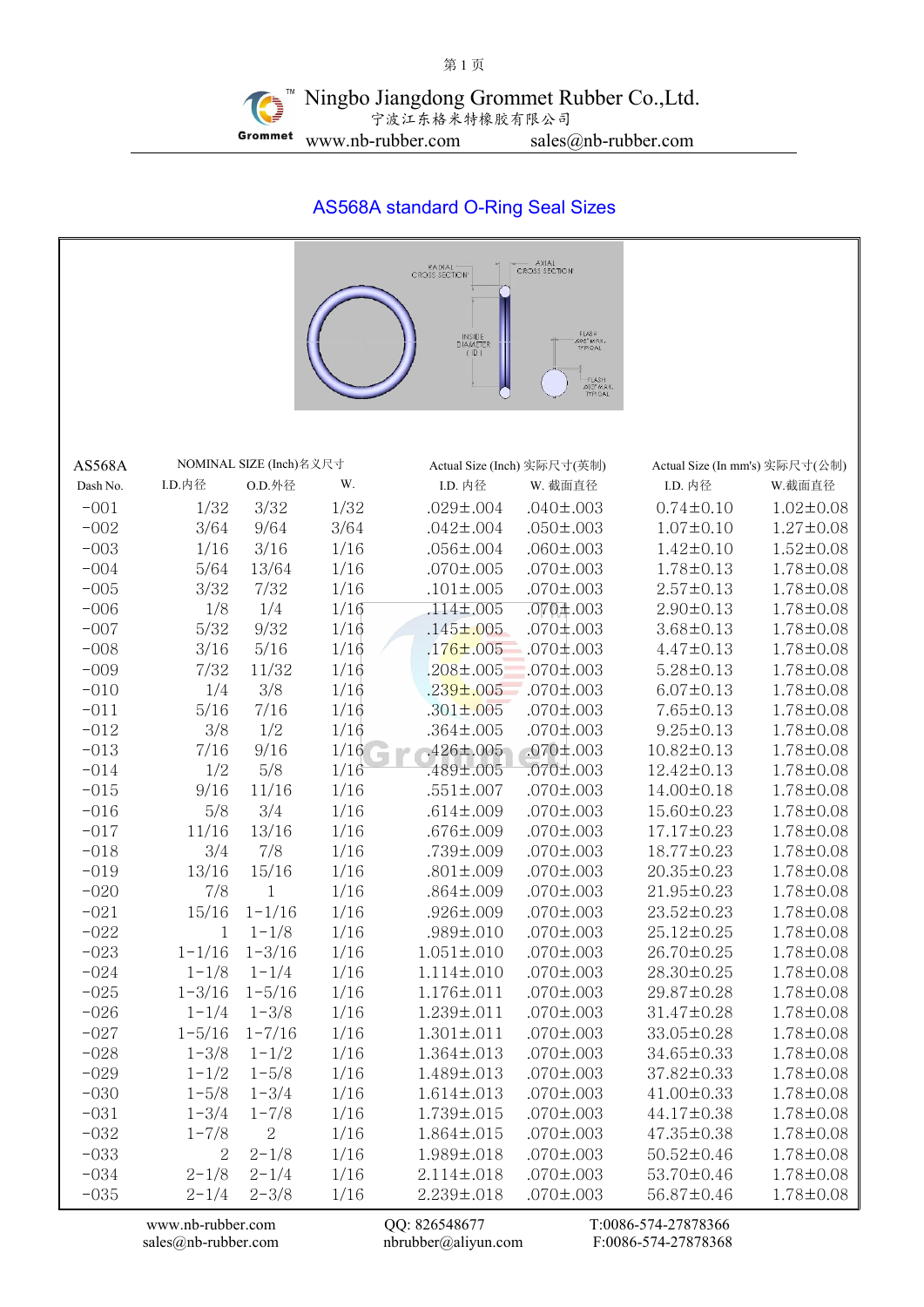Ningbo Jiangdong Grommet Rubber Co.,Ltd.
宁波江东格米特橡胶有限公司
www.nb-rubber.com sales@nb-rubber.com

# AS568A standard O-Ring Seal Sizes

| AS568A | NOMINAL SIZE (Inch)名义尺寸 | | | Actual Size (Inch) 实际尺寸(英制) | | Actual Size (In mm's) 实际尺寸(公制) | |
|---|---|---|---|---|---|---|---|
| Dash No. | I.D.内径 | O.D.外径 | W. | I.D. 内径 | W. 截面直径 | I.D. 内径 | W.截面直径 |
| -001 | 1/32 | 3/32 | 1/32 | .029±.004 | .040±.003 | 0.74±0.10 | 1.02±0.08 |
| -002 | 3/64 | 9/64 | 3/64 | .042±.004 | .050±.003 | 1.07±0.10 | 1.27±0.08 |
| -003 | 1/16 | 3/16 | 1/16 | .056±.004 | .060±.003 | 1.42±0.10 | 1.52±0.08 |
| -004 | 5/64 | 13/64 | 1/16 | .070±.005 | .070±.003 | 1.78±0.13 | 1.78±0.08 |
| -005 | 3/32 | 7/32 | 1/16 | .101±.005 | .070±.003 | 2.57±0.13 | 1.78±0.08 |
| -006 | 1/8 | 1/4 | 1/16 | .114±.005 | .070±.003 | 2.90±0.13 | 1.78±0.08 |
| -007 | 5/32 | 9/32 | 1/16 | .145±.005 | .070±.003 | 3.68±0.13 | 1.78±0.08 |
| -008 | 3/16 | 5/16 | 1/16 | .176±.005 | .070±.003 | 4.47±0.13 | 1.78±0.08 |
| -009 | 7/32 | 11/32 | 1/16 | .208±.005 | .070±.003 | 5.28±0.13 | 1.78±0.08 |
| -010 | 1/4 | 3/8 | 1/16 | .239±.005 | .070±.003 | 6.07±0.13 | 1.78±0.08 |
| -011 | 5/16 | 7/16 | 1/16 | .301±.005 | .070±.003 | 7.65±0.13 | 1.78±0.08 |
| -012 | 3/8 | 1/2 | 1/16 | .364±.005 | .070±.003 | 9.25±0.13 | 1.78±0.08 |
| -013 | 7/16 | 9/16 | 1/16 | .426±.005 | .070±.003 | 10.82±0.13 | 1.78±0.08 |
| -014 | 1/2 | 5/8 | 1/16 | .489±.005 | .070±.003 | 12.42±0.13 | 1.78±0.08 |
| -015 | 9/16 | 11/16 | 1/16 | .551±.007 | .070±.003 | 14.00±0.18 | 1.78±0.08 |
| -016 | 5/8 | 3/4 | 1/16 | .614±.009 | .070±.003 | 15.60±0.23 | 1.78±0.08 |
| -017 | 11/16 | 13/16 | 1/16 | .676±.009 | .070±.003 | 17.17±0.23 | 1.78±0.08 |
| -018 | 3/4 | 7/8 | 1/16 | .739±.009 | .070±.003 | 18.77±0.23 | 1.78±0.08 |
| -019 | 13/16 | 15/16 | 1/16 | .801±.009 | .070±.003 | 20.35±0.23 | 1.78±0.08 |
| -020 | 7/8 | 1 | 1/16 | .864±.009 | .070±.003 | 21.95±0.23 | 1.78±0.08 |
| -021 | 15/16 | 1-1/16 | 1/16 | .926±.009 | .070±.003 | 23.52±0.23 | 1.78±0.08 |
| -022 | 1 | 1-1/8 | 1/16 | .989±.010 | .070±.003 | 25.12±0.25 | 1.78±0.08 |
| -023 | 1-1/16 | 1-3/16 | 1/16 | 1.051±.010 | .070±.003 | 26.70±0.25 | 1.78±0.08 |
| -024 | 1-1/8 | 1-1/4 | 1/16 | 1.114±.010 | .070±.003 | 28.30±0.25 | 1.78±0.08 |
| -025 | 1-3/16 | 1-5/16 | 1/16 | 1.176±.011 | .070±.003 | 29.87±0.28 | 1.78±0.08 |
| -026 | 1-1/4 | 1-3/8 | 1/16 | 1.239±.011 | .070±.003 | 31.47±0.28 | 1.78±0.08 |
| -027 | 1-5/16 | 1-7/16 | 1/16 | 1.301±.011 | .070±.003 | 33.05±0.28 | 1.78±0.08 |
| -028 | 1-3/8 | 1-1/2 | 1/16 | 1.364±.013 | .070±.003 | 34.65±0.33 | 1.78±0.08 |
| -029 | 1-1/2 | 1-5/8 | 1/16 | 1.489±.013 | .070±.003 | 37.82±0.33 | 1.78±0.08 |
| -030 | 1-5/8 | 1-3/4 | 1/16 | 1.614±.013 | .070±.003 | 41.00±0.33 | 1.78±0.08 |
| -031 | 1-3/4 | 1-7/8 | 1/16 | 1.739±.015 | .070±.003 | 44.17±0.38 | 1.78±0.08 |
| -032 | 1-7/8 | 2 | 1/16 | 1.864±.015 | .070±.003 | 47.35±0.38 | 1.78±0.08 |
| -033 | 2 | 2-1/8 | 1/16 | 1.989±.018 | .070±.003 | 50.52±0.46 | 1.78±0.08 |
| -034 | 2-1/8 | 2-1/4 | 1/16 | 2.114±.018 | .070±.003 | 53.70±0.46 | 1.78±0.08 |
| -035 | 2-1/4 | 2-3/8 | 1/16 | 2.239±.018 | .070±.003 | 56.87±0.46 | 1.78±0.08 |

www.nb-rubber.com
sales@nb-rubber.com
QQ: 826548677
nbrubber@aliyun.com
T:0086-574-27878366
F:0086-574-27878368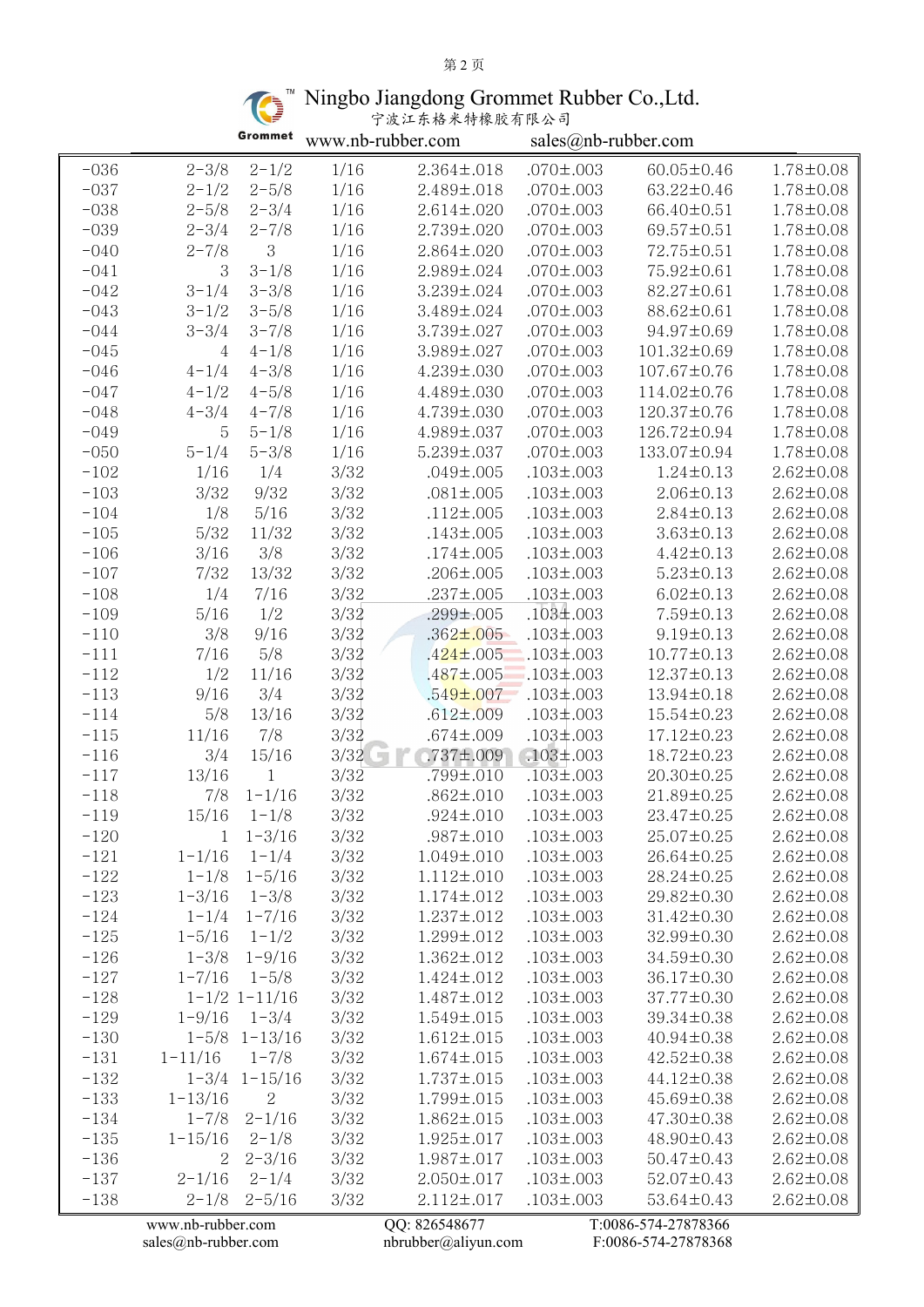# Ningbo Jiangdong Grommet Rubber Co.,Ltd.

宁波江东格米特橡胶有限公司

www.nb-rubber.com sales@nb-rubber.com

| | | | | | | | |
|---|---|---|---|---|---|---|---|
| -036 | 2-3/8 | 2-1/2 | 1/16 | 2.364±.018 | .070±.003 | 60.05±0.46 | 1.78±0.08 |
| -037 | 2-1/2 | 2-5/8 | 1/16 | 2.489±.018 | .070±.003 | 63.22±0.46 | 1.78±0.08 |
| -038 | 2-5/8 | 2-3/4 | 1/16 | 2.614±.020 | .070±.003 | 66.40±0.51 | 1.78±0.08 |
| -039 | 2-3/4 | 2-7/8 | 1/16 | 2.739±.020 | .070±.003 | 69.57±0.51 | 1.78±0.08 |
| -040 | 2-7/8 | 3 | 1/16 | 2.864±.020 | .070±.003 | 72.75±0.51 | 1.78±0.08 |
| -041 | 3 | 3-1/8 | 1/16 | 2.989±.024 | .070±.003 | 75.92±0.61 | 1.78±0.08 |
| -042 | 3-1/4 | 3-3/8 | 1/16 | 3.239±.024 | .070±.003 | 82.27±0.61 | 1.78±0.08 |
| -043 | 3-1/2 | 3-5/8 | 1/16 | 3.489±.024 | .070±.003 | 88.62±0.61 | 1.78±0.08 |
| -044 | 3-3/4 | 3-7/8 | 1/16 | 3.739±.027 | .070±.003 | 94.97±0.69 | 1.78±0.08 |
| -045 | 4 | 4-1/8 | 1/16 | 3.989±.027 | .070±.003 | 101.32±0.69 | 1.78±0.08 |
| -046 | 4-1/4 | 4-3/8 | 1/16 | 4.239±.030 | .070±.003 | 107.67±0.76 | 1.78±0.08 |
| -047 | 4-1/2 | 4-5/8 | 1/16 | 4.489±.030 | .070±.003 | 114.02±0.76 | 1.78±0.08 |
| -048 | 4-3/4 | 4-7/8 | 1/16 | 4.739±.030 | .070±.003 | 120.37±0.76 | 1.78±0.08 |
| -049 | 5 | 5-1/8 | 1/16 | 4.989±.037 | .070±.003 | 126.72±0.94 | 1.78±0.08 |
| -050 | 5-1/4 | 5-3/8 | 1/16 | 5.239±.037 | .070±.003 | 133.07±0.94 | 1.78±0.08 |
| -102 | 1/16 | 1/4 | 3/32 | .049±.005 | .103±.003 | 1.24±0.13 | 2.62±0.08 |
| -103 | 3/32 | 9/32 | 3/32 | .081±.005 | .103±.003 | 2.06±0.13 | 2.62±0.08 |
| -104 | 1/8 | 5/16 | 3/32 | .112±.005 | .103±.003 | 2.84±0.13 | 2.62±0.08 |
| -105 | 5/32 | 11/32 | 3/32 | .143±.005 | .103±.003 | 3.63±0.13 | 2.62±0.08 |
| -106 | 3/16 | 3/8 | 3/32 | .174±.005 | .103±.003 | 4.42±0.13 | 2.62±0.08 |
| -107 | 7/32 | 13/32 | 3/32 | .206±.005 | .103±.003 | 5.23±0.13 | 2.62±0.08 |
| -108 | 1/4 | 7/16 | 3/32 | .237±.005 | .103±.003 | 6.02±0.13 | 2.62±0.08 |
| -109 | 5/16 | 1/2 | 3/32 | .299±.005 | .103±.003 | 7.59±0.13 | 2.62±0.08 |
| -110 | 3/8 | 9/16 | 3/32 | .362±.005 | .103±.003 | 9.19±0.13 | 2.62±0.08 |
| -111 | 7/16 | 5/8 | 3/32 | .424±.005 | .103±.003 | 10.77±0.13 | 2.62±0.08 |
| -112 | 1/2 | 11/16 | 3/32 | .487±.005 | .103±.003 | 12.37±0.13 | 2.62±0.08 |
| -113 | 9/16 | 3/4 | 3/32 | .549±.007 | .103±.003 | 13.94±0.18 | 2.62±0.08 |
| -114 | 5/8 | 13/16 | 3/32 | .612±.009 | .103±.003 | 15.54±0.23 | 2.62±0.08 |
| -115 | 11/16 | 7/8 | 3/32 | .674±.009 | .103±.003 | 17.12±0.23 | 2.62±0.08 |
| -116 | 3/4 | 15/16 | 3/32 | .737±.009 | .103±.003 | 18.72±0.23 | 2.62±0.08 |
| -117 | 13/16 | 1 | 3/32 | .799±.010 | .103±.003 | 20.30±0.25 | 2.62±0.08 |
| -118 | 7/8 | 1-1/16 | 3/32 | .862±.010 | .103±.003 | 21.89±0.25 | 2.62±0.08 |
| -119 | 15/16 | 1-1/8 | 3/32 | .924±.010 | .103±.003 | 23.47±0.25 | 2.62±0.08 |
| -120 | 1 | 1-3/16 | 3/32 | .987±.010 | .103±.003 | 25.07±0.25 | 2.62±0.08 |
| -121 | 1-1/16 | 1-1/4 | 3/32 | 1.049±.010 | .103±.003 | 26.64±0.25 | 2.62±0.08 |
| -122 | 1-1/8 | 1-5/16 | 3/32 | 1.112±.010 | .103±.003 | 28.24±0.25 | 2.62±0.08 |
| -123 | 1-3/16 | 1-3/8 | 3/32 | 1.174±.012 | .103±.003 | 29.82±0.30 | 2.62±0.08 |
| -124 | 1-1/4 | 1-7/16 | 3/32 | 1.237±.012 | .103±.003 | 31.42±0.30 | 2.62±0.08 |
| -125 | 1-5/16 | 1-1/2 | 3/32 | 1.299±.012 | .103±.003 | 32.99±0.30 | 2.62±0.08 |
| -126 | 1-3/8 | 1-9/16 | 3/32 | 1.362±.012 | .103±.003 | 34.59±0.30 | 2.62±0.08 |
| -127 | 1-7/16 | 1-5/8 | 3/32 | 1.424±.012 | .103±.003 | 36.17±0.30 | 2.62±0.08 |
| -128 | 1-1/2 | 1-11/16 | 3/32 | 1.487±.012 | .103±.003 | 37.77±0.30 | 2.62±0.08 |
| -129 | 1-9/16 | 1-3/4 | 3/32 | 1.549±.015 | .103±.003 | 39.34±0.38 | 2.62±0.08 |
| -130 | 1-5/8 | 1-13/16 | 3/32 | 1.612±.015 | .103±.003 | 40.94±0.38 | 2.62±0.08 |
| -131 | 1-11/16 | 1-7/8 | 3/32 | 1.674±.015 | .103±.003 | 42.52±0.38 | 2.62±0.08 |
| -132 | 1-3/4 | 1-15/16 | 3/32 | 1.737±.015 | .103±.003 | 44.12±0.38 | 2.62±0.08 |
| -133 | 1-13/16 | 2 | 3/32 | 1.799±.015 | .103±.003 | 45.69±0.38 | 2.62±0.08 |
| -134 | 1-7/8 | 2-1/16 | 3/32 | 1.862±.015 | .103±.003 | 47.30±0.38 | 2.62±0.08 |
| -135 | 1-15/16 | 2-1/8 | 3/32 | 1.925±.017 | .103±.003 | 48.90±0.43 | 2.62±0.08 |
| -136 | 2 | 2-3/16 | 3/32 | 1.987±.017 | .103±.003 | 50.47±0.43 | 2.62±0.08 |
| -137 | 2-1/16 | 2-1/4 | 3/32 | 2.050±.017 | .103±.003 | 52.07±0.43 | 2.62±0.08 |
| -138 | 2-1/8 | 2-5/16 | 3/32 | 2.112±.017 | .103±.003 | 53.64±0.43 | 2.62±0.08 |

www.nb-rubber.com sales@nb-rubber.com QQ: 826548677 nbrubber@aliyun.com T:0086-574-27878366 F:0086-574-27878368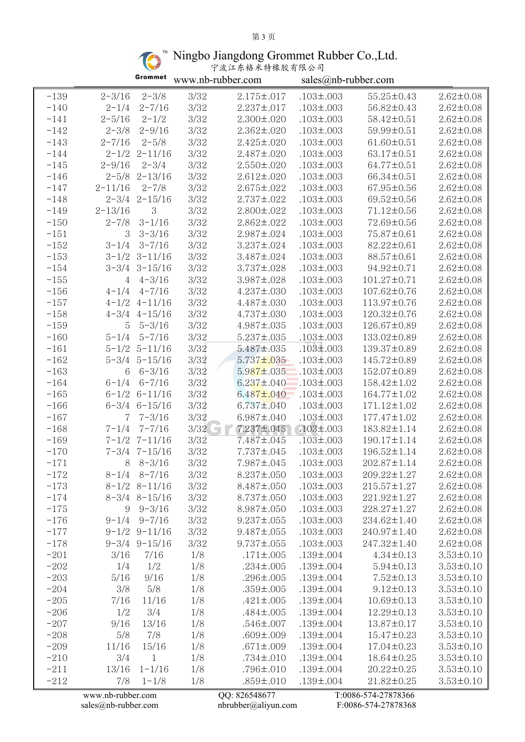| | | | | | | | |
|---|---|---|---|---|---|---|---|
| -139 | 2-3/16 | 2-3/8 | 3/32 | 2.175±.017 | .103±.003 | 55.25±0.43 | 2.62±0.08 |
| -140 | 2-1/4 | 2-7/16 | 3/32 | 2.237±.017 | .103±.003 | 56.82±0.43 | 2.62±0.08 |
| -141 | 2-5/16 | 2-1/2 | 3/32 | 2.300±.020 | .103±.003 | 58.42±0.51 | 2.62±0.08 |
| -142 | 2-3/8 | 2-9/16 | 3/32 | 2.362±.020 | .103±.003 | 59.99±0.51 | 2.62±0.08 |
| -143 | 2-7/16 | 2-5/8 | 3/32 | 2.425±.020 | .103±.003 | 61.60±0.51 | 2.62±0.08 |
| -144 | 2-1/2 | 2-11/16 | 3/32 | 2.487±.020 | .103±.003 | 63.17±0.51 | 2.62±0.08 |
| -145 | 2-9/16 | 2-3/4 | 3/32 | 2.550±.020 | .103±.003 | 64.77±0.51 | 2.62±0.08 |
| -146 | 2-5/8 | 2-13/16 | 3/32 | 2.612±.020 | .103±.003 | 66.34±0.51 | 2.62±0.08 |
| -147 | 2-11/16 | 2-7/8 | 3/32 | 2.675±.022 | .103±.003 | 67.95±0.56 | 2.62±0.08 |
| -148 | 2-3/4 | 2-15/16 | 3/32 | 2.737±.022 | .103±.003 | 69.52±0.56 | 2.62±0.08 |
| -149 | 2-13/16 | 3 | 3/32 | 2.800±.022 | .103±.003 | 71.12±0.56 | 2.62±0.08 |
| -150 | 2-7/8 | 3-1/16 | 3/32 | 2.862±.022 | .103±.003 | 72.69±0.56 | 2.62±0.08 |
| -151 | 3 | 3-3/16 | 3/32 | 2.987±.024 | .103±.003 | 75.87±0.61 | 2.62±0.08 |
| -152 | 3-1/4 | 3-7/16 | 3/32 | 3.237±.024 | .103±.003 | 82.22±0.61 | 2.62±0.08 |
| -153 | 3-1/2 | 3-11/16 | 3/32 | 3.487±.024 | .103±.003 | 88.57±0.61 | 2.62±0.08 |
| -154 | 3-3/4 | 3-15/16 | 3/32 | 3.737±.028 | .103±.003 | 94.92±0.71 | 2.62±0.08 |
| -155 | 4 | 4-3/16 | 3/32 | 3.987±.028 | .103±.003 | 101.27±0.71 | 2.62±0.08 |
| -156 | 4-1/4 | 4-7/16 | 3/32 | 4.237±.030 | .103±.003 | 107.62±0.76 | 2.62±0.08 |
| -157 | 4-1/2 | 4-11/16 | 3/32 | 4.487±.030 | .103±.003 | 113.97±0.76 | 2.62±0.08 |
| -158 | 4-3/4 | 4-15/16 | 3/32 | 4.737±.030 | .103±.003 | 120.32±0.76 | 2.62±0.08 |
| -159 | 5 | 5-3/16 | 3/32 | 4.987±.035 | .103±.003 | 126.67±0.89 | 2.62±0.08 |
| -160 | 5-1/4 | 5-7/16 | 3/32 | 5.237±.035 | .103±.003 | 133.02±0.89 | 2.62±0.08 |
| -161 | 5-1/2 | 5-11/16 | 3/32 | 5.487±.035 | .103±.003 | 139.37±0.89 | 2.62±0.08 |
| -162 | 5-3/4 | 5-15/16 | 3/32 | 5.737±.035 | .103±.003 | 145.72±0.89 | 2.62±0.08 |
| -163 | 6 | 6-3/16 | 3/32 | 5.987±.035 | .103±.003 | 152.07±0.89 | 2.62±0.08 |
| -164 | 6-1/4 | 6-7/16 | 3/32 | 6.237±.040 | .103±.003 | 158.42±1.02 | 2.62±0.08 |
| -165 | 6-1/2 | 6-11/16 | 3/32 | 6.487±.040 | .103±.003 | 164.77±1.02 | 2.62±0.08 |
| -166 | 6-3/4 | 6-15/16 | 3/32 | 6.737±.040 | .103±.003 | 171.12±1.02 | 2.62±0.08 |
| -167 | 7 | 7-3/16 | 3/32 | 6.987±.040 | .103±.003 | 177.47±1.02 | 2.62±0.08 |
| -168 | 7-1/4 | 7-7/16 | 3/32 | 7.237±.045 | .103±.003 | 183.82±1.14 | 2.62±0.08 |
| -169 | 7-1/2 | 7-11/16 | 3/32 | 7.487±.045 | .103±.003 | 190.17±1.14 | 2.62±0.08 |
| -170 | 7-3/4 | 7-15/16 | 3/32 | 7.737±.045 | .103±.003 | 196.52±1.14 | 2.62±0.08 |
| -171 | 8 | 8-3/16 | 3/32 | 7.987±.045 | .103±.003 | 202.87±1.14 | 2.62±0.08 |
| -172 | 8-1/4 | 8-7/16 | 3/32 | 8.237±.050 | .103±.003 | 209.22±1.27 | 2.62±0.08 |
| -173 | 8-1/2 | 8-11/16 | 3/32 | 8.487±.050 | .103±.003 | 215.57±1.27 | 2.62±0.08 |
| -174 | 8-3/4 | 8-15/16 | 3/32 | 8.737±.050 | .103±.003 | 221.92±1.27 | 2.62±0.08 |
| -175 | 9 | 9-3/16 | 3/32 | 8.987±.050 | .103±.003 | 228.27±1.27 | 2.62±0.08 |
| -176 | 9-1/4 | 9-7/16 | 3/32 | 9.237±.055 | .103±.003 | 234.62±1.40 | 2.62±0.08 |
| -177 | 9-1/2 | 9-11/16 | 3/32 | 9.487±.055 | .103±.003 | 240.97±1.40 | 2.62±0.08 |
| -178 | 9-3/4 | 9-15/16 | 3/32 | 9.737±.055 | .103±.003 | 247.32±1.40 | 2.62±0.08 |
| -201 | 3/16 | 7/16 | 1/8 | .171±.005 | .139±.004 | 4.34±0.13 | 3.53±0.10 |
| -202 | 1/4 | 1/2 | 1/8 | .234±.005 | .139±.004 | 5.94±0.13 | 3.53±0.10 |
| -203 | 5/16 | 9/16 | 1/8 | .296±.005 | .139±.004 | 7.52±0.13 | 3.53±0.10 |
| -204 | 3/8 | 5/8 | 1/8 | .359±.005 | .139±.004 | 9.12±0.13 | 3.53±0.10 |
| -205 | 7/16 | 11/16 | 1/8 | .421±.005 | .139±.004 | 10.69±0.13 | 3.53±0.10 |
| -206 | 1/2 | 3/4 | 1/8 | .484±.005 | .139±.004 | 12.29±0.13 | 3.53±0.10 |
| -207 | 9/16 | 13/16 | 1/8 | .546±.007 | .139±.004 | 13.87±0.17 | 3.53±0.10 |
| -208 | 5/8 | 7/8 | 1/8 | .609±.009 | .139±.004 | 15.47±0.23 | 3.53±0.10 |
| -209 | 11/16 | 15/16 | 1/8 | .671±.009 | .139±.004 | 17.04±0.23 | 3.53±0.10 |
| -210 | 3/4 | 1 | 1/8 | .734±.010 | .139±.004 | 18.64±0.25 | 3.53±0.10 |
| -211 | 13/16 | 1-1/16 | 1/8 | .796±.010 | .139±.004 | 20.22±0.25 | 3.53±0.10 |
| -212 | 7/8 | 1-1/8 | 1/8 | .859±.010 | .139±.004 | 21.82±0.25 | 3.53±0.10 |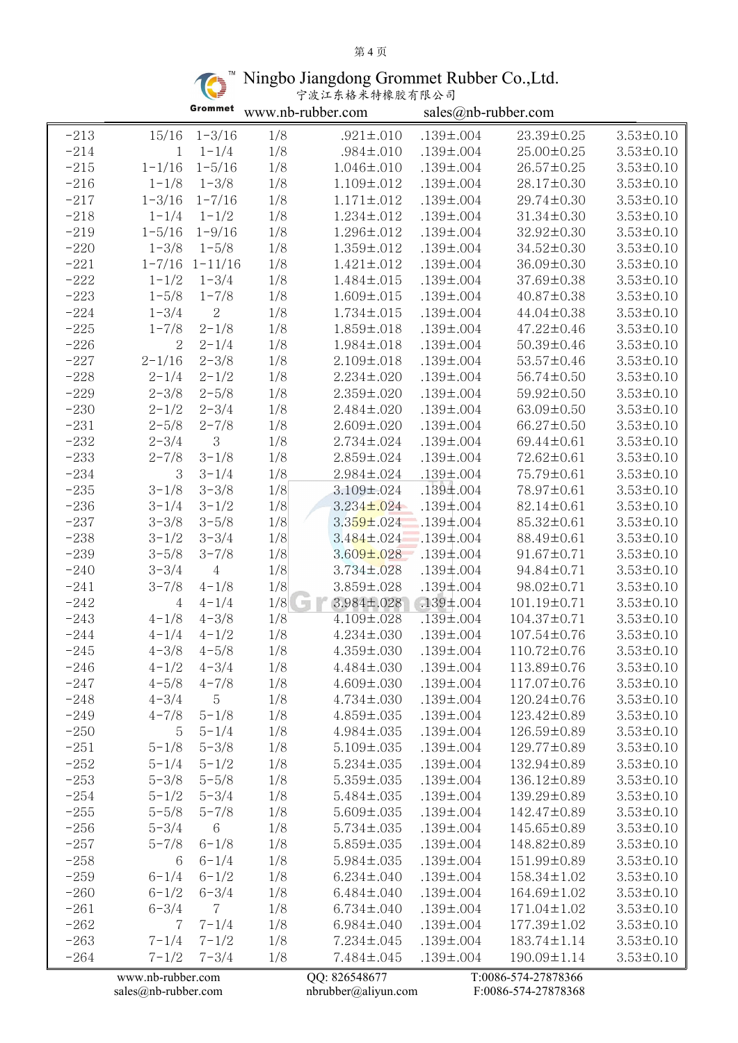| | | | | | | | |
|---|---|---|---|---|---|---|---|
| -213 | 15/16 | 1-3/16 | 1/8 | .921±.010 | .139±.004 | 23.39±0.25 | 3.53±0.10 |
| -214 | 1 | 1-1/4 | 1/8 | .984±.010 | .139±.004 | 25.00±0.25 | 3.53±0.10 |
| -215 | 1-1/16 | 1-5/16 | 1/8 | 1.046±.010 | .139±.004 | 26.57±0.25 | 3.53±0.10 |
| -216 | 1-1/8 | 1-3/8 | 1/8 | 1.109±.012 | .139±.004 | 28.17±0.30 | 3.53±0.10 |
| -217 | 1-3/16 | 1-7/16 | 1/8 | 1.171±.012 | .139±.004 | 29.74±0.30 | 3.53±0.10 |
| -218 | 1-1/4 | 1-1/2 | 1/8 | 1.234±.012 | .139±.004 | 31.34±0.30 | 3.53±0.10 |
| -219 | 1-5/16 | 1-9/16 | 1/8 | 1.296±.012 | .139±.004 | 32.92±0.30 | 3.53±0.10 |
| -220 | 1-3/8 | 1-5/8 | 1/8 | 1.359±.012 | .139±.004 | 34.52±0.30 | 3.53±0.10 |
| -221 | 1-7/16 | 1-11/16 | 1/8 | 1.421±.012 | .139±.004 | 36.09±0.30 | 3.53±0.10 |
| -222 | 1-1/2 | 1-3/4 | 1/8 | 1.484±.015 | .139±.004 | 37.69±0.38 | 3.53±0.10 |
| -223 | 1-5/8 | 1-7/8 | 1/8 | 1.609±.015 | .139±.004 | 40.87±0.38 | 3.53±0.10 |
| -224 | 1-3/4 | 2 | 1/8 | 1.734±.015 | .139±.004 | 44.04±0.38 | 3.53±0.10 |
| -225 | 1-7/8 | 2-1/8 | 1/8 | 1.859±.018 | .139±.004 | 47.22±0.46 | 3.53±0.10 |
| -226 | 2 | 2-1/4 | 1/8 | 1.984±.018 | .139±.004 | 50.39±0.46 | 3.53±0.10 |
| -227 | 2-1/16 | 2-3/8 | 1/8 | 2.109±.018 | .139±.004 | 53.57±0.46 | 3.53±0.10 |
| -228 | 2-1/4 | 2-1/2 | 1/8 | 2.234±.020 | .139±.004 | 56.74±0.50 | 3.53±0.10 |
| -229 | 2-3/8 | 2-5/8 | 1/8 | 2.359±.020 | .139±.004 | 59.92±0.50 | 3.53±0.10 |
| -230 | 2-1/2 | 2-3/4 | 1/8 | 2.484±.020 | .139±.004 | 63.09±0.50 | 3.53±0.10 |
| -231 | 2-5/8 | 2-7/8 | 1/8 | 2.609±.020 | .139±.004 | 66.27±0.50 | 3.53±0.10 |
| -232 | 2-3/4 | 3 | 1/8 | 2.734±.024 | .139±.004 | 69.44±0.61 | 3.53±0.10 |
| -233 | 2-7/8 | 3-1/8 | 1/8 | 2.859±.024 | .139±.004 | 72.62±0.61 | 3.53±0.10 |
| -234 | 3 | 3-1/4 | 1/8 | 2.984±.024 | .139±.004 | 75.79±0.61 | 3.53±0.10 |
| -235 | 3-1/8 | 3-3/8 | 1/8 | 3.109±.024 | .139±.004 | 78.97±0.61 | 3.53±0.10 |
| -236 | 3-1/4 | 3-1/2 | 1/8 | 3.234±.024 | .139±.004 | 82.14±0.61 | 3.53±0.10 |
| -237 | 3-3/8 | 3-5/8 | 1/8 | 3.359±.024 | .139±.004 | 85.32±0.61 | 3.53±0.10 |
| -238 | 3-1/2 | 3-3/4 | 1/8 | 3.484±.024 | .139±.004 | 88.49±0.61 | 3.53±0.10 |
| -239 | 3-5/8 | 3-7/8 | 1/8 | 3.609±.028 | .139±.004 | 91.67±0.71 | 3.53±0.10 |
| -240 | 3-3/4 | 4 | 1/8 | 3.734±.028 | .139±.004 | 94.84±0.71 | 3.53±0.10 |
| -241 | 3-7/8 | 4-1/8 | 1/8 | 3.859±.028 | .139±.004 | 98.02±0.71 | 3.53±0.10 |
| -242 | 4 | 4-1/4 | 1/8 | 3.984±.028 | .139±.004 | 101.19±0.71 | 3.53±0.10 |
| -243 | 4-1/8 | 4-3/8 | 1/8 | 4.109±.028 | .139±.004 | 104.37±0.71 | 3.53±0.10 |
| -244 | 4-1/4 | 4-1/2 | 1/8 | 4.234±.030 | .139±.004 | 107.54±0.76 | 3.53±0.10 |
| -245 | 4-3/8 | 4-5/8 | 1/8 | 4.359±.030 | .139±.004 | 110.72±0.76 | 3.53±0.10 |
| -246 | 4-1/2 | 4-3/4 | 1/8 | 4.484±.030 | .139±.004 | 113.89±0.76 | 3.53±0.10 |
| -247 | 4-5/8 | 4-7/8 | 1/8 | 4.609±.030 | .139±.004 | 117.07±0.76 | 3.53±0.10 |
| -248 | 4-3/4 | 5 | 1/8 | 4.734±.030 | .139±.004 | 120.24±0.76 | 3.53±0.10 |
| -249 | 4-7/8 | 5-1/8 | 1/8 | 4.859±.035 | .139±.004 | 123.42±0.89 | 3.53±0.10 |
| -250 | 5 | 5-1/4 | 1/8 | 4.984±.035 | .139±.004 | 126.59±0.89 | 3.53±0.10 |
| -251 | 5-1/8 | 5-3/8 | 1/8 | 5.109±.035 | .139±.004 | 129.77±0.89 | 3.53±0.10 |
| -252 | 5-1/4 | 5-1/2 | 1/8 | 5.234±.035 | .139±.004 | 132.94±0.89 | 3.53±0.10 |
| -253 | 5-3/8 | 5-5/8 | 1/8 | 5.359±.035 | .139±.004 | 136.12±0.89 | 3.53±0.10 |
| -254 | 5-1/2 | 5-3/4 | 1/8 | 5.484±.035 | .139±.004 | 139.29±0.89 | 3.53±0.10 |
| -255 | 5-5/8 | 5-7/8 | 1/8 | 5.609±.035 | .139±.004 | 142.47±0.89 | 3.53±0.10 |
| -256 | 5-3/4 | 6 | 1/8 | 5.734±.035 | .139±.004 | 145.65±0.89 | 3.53±0.10 |
| -257 | 5-7/8 | 6-1/8 | 1/8 | 5.859±.035 | .139±.004 | 148.82±0.89 | 3.53±0.10 |
| -258 | 6 | 6-1/4 | 1/8 | 5.984±.035 | .139±.004 | 151.99±0.89 | 3.53±0.10 |
| -259 | 6-1/4 | 6-1/2 | 1/8 | 6.234±.040 | .139±.004 | 158.34±1.02 | 3.53±0.10 |
| -260 | 6-1/2 | 6-3/4 | 1/8 | 6.484±.040 | .139±.004 | 164.69±1.02 | 3.53±0.10 |
| -261 | 6-3/4 | 7 | 1/8 | 6.734±.040 | .139±.004 | 171.04±1.02 | 3.53±0.10 |
| -262 | 7 | 7-1/4 | 1/8 | 6.984±.040 | .139±.004 | 177.39±1.02 | 3.53±0.10 |
| -263 | 7-1/4 | 7-1/2 | 1/8 | 7.234±.045 | .139±.004 | 183.74±1.14 | 3.53±0.10 |
| -264 | 7-1/2 | 7-3/4 | 1/8 | 7.484±.045 | .139±.004 | 190.09±1.14 | 3.53±0.10 |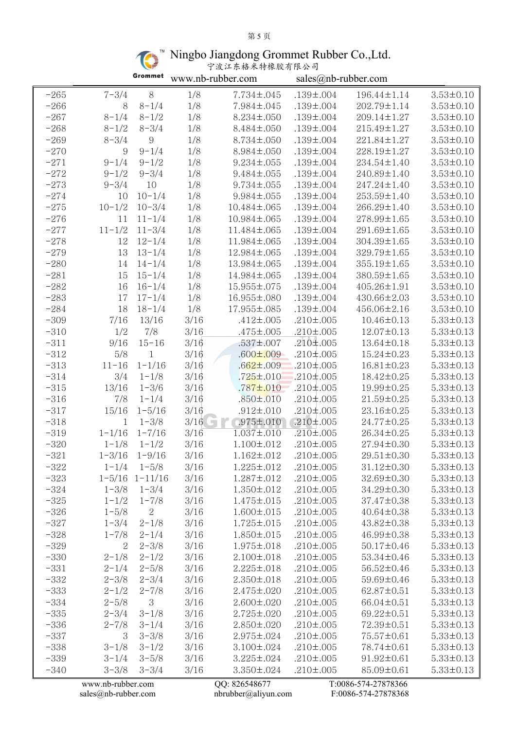# Ningbo Jiangdong Grommet Rubber Co.,Ltd.

宁波江东格米特橡胶有限公司

www.nb-rubber.com sales@nb-rubber.com

| | | | | | | | |
|---|---|---|---|---|---|---|---|
| -265 | 7-3/4 | 8 | 1/8 | 7.734±.045 | .139±.004 | 196.44±1.14 | 3.53±0.10 |
| -266 | 8 | 8-1/4 | 1/8 | 7.984±.045 | .139±.004 | 202.79±1.14 | 3.53±0.10 |
| -267 | 8-1/4 | 8-1/2 | 1/8 | 8.234±.050 | .139±.004 | 209.14±1.27 | 3.53±0.10 |
| -268 | 8-1/2 | 8-3/4 | 1/8 | 8.484±.050 | .139±.004 | 215.49±1.27 | 3.53±0.10 |
| -269 | 8-3/4 | 9 | 1/8 | 8.734±.050 | .139±.004 | 221.84±1.27 | 3.53±0.10 |
| -270 | 9 | 9-1/4 | 1/8 | 8.984±.050 | .139±.004 | 228.19±1.27 | 3.53±0.10 |
| -271 | 9-1/4 | 9-1/2 | 1/8 | 9.234±.055 | .139±.004 | 234.54±1.40 | 3.53±0.10 |
| -272 | 9-1/2 | 9-3/4 | 1/8 | 9.484±.055 | .139±.004 | 240.89±1.40 | 3.53±0.10 |
| -273 | 9-3/4 | 10 | 1/8 | 9.734±.055 | .139±.004 | 247.24±1.40 | 3.53±0.10 |
| -274 | 10 | 10-1/4 | 1/8 | 9.984±.055 | .139±.004 | 253.59±1.40 | 3.53±0.10 |
| -275 | 10-1/2 | 10-3/4 | 1/8 | 10.484±.065 | .139±.004 | 266.29±1.40 | 3.53±0.10 |
| -276 | 11 | 11-1/4 | 1/8 | 10.984±.065 | .139±.004 | 278.99±1.65 | 3.53±0.10 |
| -277 | 11-1/2 | 11-3/4 | 1/8 | 11.484±.065 | .139±.004 | 291.69±1.65 | 3.53±0.10 |
| -278 | 12 | 12-1/4 | 1/8 | 11.984±.065 | .139±.004 | 304.39±1.65 | 3.53±0.10 |
| -279 | 13 | 13-1/4 | 1/8 | 12.984±.065 | .139±.004 | 329.79±1.65 | 3.53±0.10 |
| -280 | 14 | 14-1/4 | 1/8 | 13.984±.065 | .139±.004 | 355.19±1.65 | 3.53±0.10 |
| -281 | 15 | 15-1/4 | 1/8 | 14.984±.065 | .139±.004 | 380.59±1.65 | 3.53±0.10 |
| -282 | 16 | 16-1/4 | 1/8 | 15.955±.075 | .139±.004 | 405.26±1.91 | 3.53±0.10 |
| -283 | 17 | 17-1/4 | 1/8 | 16.955±.080 | .139±.004 | 430.66±2.03 | 3.53±0.10 |
| -284 | 18 | 18-1/4 | 1/8 | 17.955±.085 | .139±.004 | 456.06±2.16 | 3.53±0.10 |
| -309 | 7/16 | 13/16 | 3/16 | .412±.005 | .210±.005 | 10.46±0.13 | 5.33±0.13 |
| -310 | 1/2 | 7/8 | 3/16 | .475±.005 | .210±.005 | 12.07±0.13 | 5.33±0.13 |
| -311 | 9/16 | 15-16 | 3/16 | .537±.007 | .210±.005 | 13.64±0.18 | 5.33±0.13 |
| -312 | 5/8 | 1 | 3/16 | .600±.009 | .210±.005 | 15.24±0.23 | 5.33±0.13 |
| -313 | 11-16 | 1-1/16 | 3/16 | .662±.009 | .210±.005 | 16.81±0.23 | 5.33±0.13 |
| -314 | 3/4 | 1-1/8 | 3/16 | .725±.010 | .210±.005 | 18.42±0.25 | 5.33±0.13 |
| -315 | 13/16 | 1-3/6 | 3/16 | .787±.010 | .210±.005 | 19.99±0.25 | 5.33±0.13 |
| -316 | 7/8 | 1-1/4 | 3/16 | .850±.010 | .210±.005 | 21.59±0.25 | 5.33±0.13 |
| -317 | 15/16 | 1-5/16 | 3/16 | .912±.010 | .210±.005 | 23.16±0.25 | 5.33±0.13 |
| -318 | 1 | 1-3/8 | 3/16 | .975±.010 | .210±.005 | 24.77±0.25 | 5.33±0.13 |
| -319 | 1-1/16 | 1-7/16 | 3/16 | 1.037±.010 | .210±.005 | 26.34±0.25 | 5.33±0.13 |
| -320 | 1-1/8 | 1-1/2 | 3/16 | 1.100±.012 | .210±.005 | 27.94±0.30 | 5.33±0.13 |
| -321 | 1-3/16 | 1-9/16 | 3/16 | 1.162±.012 | .210±.005 | 29.51±0.30 | 5.33±0.13 |
| -322 | 1-1/4 | 1-5/8 | 3/16 | 1.225±.012 | .210±.005 | 31.12±0.30 | 5.33±0.13 |
| -323 | 1-5/16 | 1-11/16 | 3/16 | 1.287±.012 | .210±.005 | 32.69±0.30 | 5.33±0.13 |
| -324 | 1-3/8 | 1-3/4 | 3/16 | 1.350±.012 | .210±.005 | 34.29±0.30 | 5.33±0.13 |
| -325 | 1-1/2 | 1-7/8 | 3/16 | 1.475±.015 | .210±.005 | 37.47±0.38 | 5.33±0.13 |
| -326 | 1-5/8 | 2 | 3/16 | 1.600±.015 | .210±.005 | 40.64±0.38 | 5.33±0.13 |
| -327 | 1-3/4 | 2-1/8 | 3/16 | 1.725±.015 | .210±.005 | 43.82±0.38 | 5.33±0.13 |
| -328 | 1-7/8 | 2-1/4 | 3/16 | 1.850±.015 | .210±.005 | 46.99±0.38 | 5.33±0.13 |
| -329 | 2 | 2-3/8 | 3/16 | 1.975±.018 | .210±.005 | 50.17±0.46 | 5.33±0.13 |
| -330 | 2-1/8 | 2-1/2 | 3/16 | 2.100±.018 | .210±.005 | 53.34±0.46 | 5.33±0.13 |
| -331 | 2-1/4 | 2-5/8 | 3/16 | 2.225±.018 | .210±.005 | 56.52±0.46 | 5.33±0.13 |
| -332 | 2-3/8 | 2-3/4 | 3/16 | 2.350±.018 | .210±.005 | 59.69±0.46 | 5.33±0.13 |
| -333 | 2-1/2 | 2-7/8 | 3/16 | 2.475±.020 | .210±.005 | 62.87±0.51 | 5.33±0.13 |
| -334 | 2-5/8 | 3 | 3/16 | 2.600±.020 | .210±.005 | 66.04±0.51 | 5.33±0.13 |
| -335 | 2-3/4 | 3-1/8 | 3/16 | 2.725±.020 | .210±.005 | 69.22±0.51 | 5.33±0.13 |
| -336 | 2-7/8 | 3-1/4 | 3/16 | 2.850±.020 | .210±.005 | 72.39±0.51 | 5.33±0.13 |
| -337 | 3 | 3-3/8 | 3/16 | 2.975±.024 | .210±.005 | 75.57±0.61 | 5.33±0.13 |
| -338 | 3-1/8 | 3-1/2 | 3/16 | 3.100±.024 | .210±.005 | 78.74±0.61 | 5.33±0.13 |
| -339 | 3-1/4 | 3-5/8 | 3/16 | 3.225±.024 | .210±.005 | 91.92±0.61 | 5.33±0.13 |
| -340 | 3-3/8 | 3-3/4 | 3/16 | 3.350±.024 | .210±.005 | 85.09±0.61 | 5.33±0.13 |

www.nb-rubber.com
sales@nb-rubber.com

QQ: 826548677
nbrubber@aliyun.com

T:0086-574-27878366
F:0086-574-27878368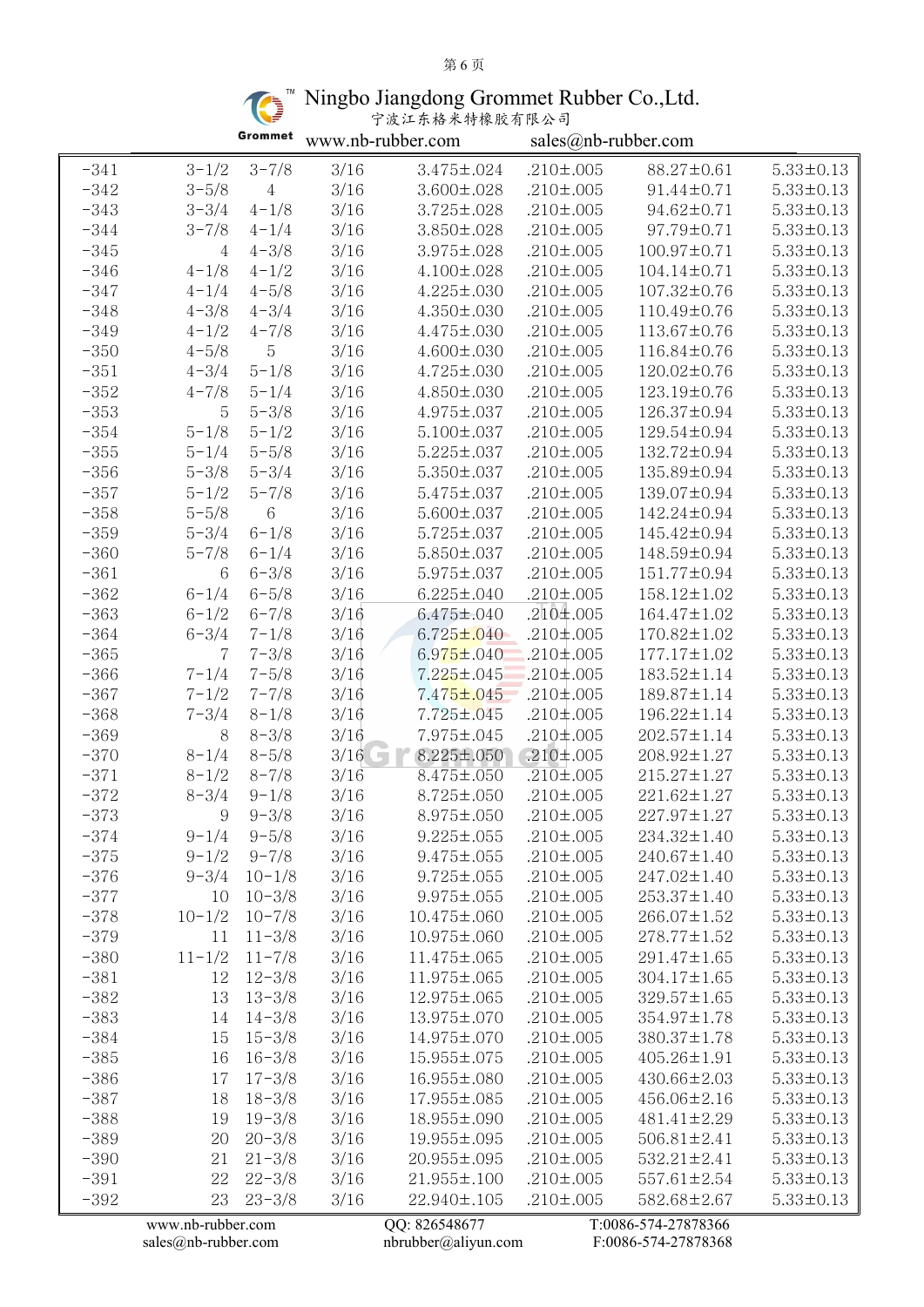| | | | | | | | |
|---|---|---|---|---|---|---|---|
| -341 | 3-1/2 | 3-7/8 | 3/16 | 3.475±.024 | .210±.005 | 88.27±0.61 | 5.33±0.13 |
| -342 | 3-5/8 | 4 | 3/16 | 3.600±.028 | .210±.005 | 91.44±0.71 | 5.33±0.13 |
| -343 | 3-3/4 | 4-1/8 | 3/16 | 3.725±.028 | .210±.005 | 94.62±0.71 | 5.33±0.13 |
| -344 | 3-7/8 | 4-1/4 | 3/16 | 3.850±.028 | .210±.005 | 97.79±0.71 | 5.33±0.13 |
| -345 | 4 | 4-3/8 | 3/16 | 3.975±.028 | .210±.005 | 100.97±0.71 | 5.33±0.13 |
| -346 | 4-1/8 | 4-1/2 | 3/16 | 4.100±.028 | .210±.005 | 104.14±0.71 | 5.33±0.13 |
| -347 | 4-1/4 | 4-5/8 | 3/16 | 4.225±.030 | .210±.005 | 107.32±0.76 | 5.33±0.13 |
| -348 | 4-3/8 | 4-3/4 | 3/16 | 4.350±.030 | .210±.005 | 110.49±0.76 | 5.33±0.13 |
| -349 | 4-1/2 | 4-7/8 | 3/16 | 4.475±.030 | .210±.005 | 113.67±0.76 | 5.33±0.13 |
| -350 | 4-5/8 | 5 | 3/16 | 4.600±.030 | .210±.005 | 116.84±0.76 | 5.33±0.13 |
| -351 | 4-3/4 | 5-1/8 | 3/16 | 4.725±.030 | .210±.005 | 120.02±0.76 | 5.33±0.13 |
| -352 | 4-7/8 | 5-1/4 | 3/16 | 4.850±.030 | .210±.005 | 123.19±0.76 | 5.33±0.13 |
| -353 | 5 | 5-3/8 | 3/16 | 4.975±.037 | .210±.005 | 126.37±0.94 | 5.33±0.13 |
| -354 | 5-1/8 | 5-1/2 | 3/16 | 5.100±.037 | .210±.005 | 129.54±0.94 | 5.33±0.13 |
| -355 | 5-1/4 | 5-5/8 | 3/16 | 5.225±.037 | .210±.005 | 132.72±0.94 | 5.33±0.13 |
| -356 | 5-3/8 | 5-3/4 | 3/16 | 5.350±.037 | .210±.005 | 135.89±0.94 | 5.33±0.13 |
| -357 | 5-1/2 | 5-7/8 | 3/16 | 5.475±.037 | .210±.005 | 139.07±0.94 | 5.33±0.13 |
| -358 | 5-5/8 | 6 | 3/16 | 5.600±.037 | .210±.005 | 142.24±0.94 | 5.33±0.13 |
| -359 | 5-3/4 | 6-1/8 | 3/16 | 5.725±.037 | .210±.005 | 145.42±0.94 | 5.33±0.13 |
| -360 | 5-7/8 | 6-1/4 | 3/16 | 5.850±.037 | .210±.005 | 148.59±0.94 | 5.33±0.13 |
| -361 | 6 | 6-3/8 | 3/16 | 5.975±.037 | .210±.005 | 151.77±0.94 | 5.33±0.13 |
| -362 | 6-1/4 | 6-5/8 | 3/16 | 6.225±.040 | .210±.005 | 158.12±1.02 | 5.33±0.13 |
| -363 | 6-1/2 | 6-7/8 | 3/16 | 6.475±.040 | .210±.005 | 164.47±1.02 | 5.33±0.13 |
| -364 | 6-3/4 | 7-1/8 | 3/16 | 6.725±.040 | .210±.005 | 170.82±1.02 | 5.33±0.13 |
| -365 | 7 | 7-3/8 | 3/16 | 6.975±.040 | .210±.005 | 177.17±1.02 | 5.33±0.13 |
| -366 | 7-1/4 | 7-5/8 | 3/16 | 7.225±.045 | .210±.005 | 183.52±1.14 | 5.33±0.13 |
| -367 | 7-1/2 | 7-7/8 | 3/16 | 7.475±.045 | .210±.005 | 189.87±1.14 | 5.33±0.13 |
| -368 | 7-3/4 | 8-1/8 | 3/16 | 7.725±.045 | .210±.005 | 196.22±1.14 | 5.33±0.13 |
| -369 | 8 | 8-3/8 | 3/16 | 7.975±.045 | .210±.005 | 202.57±1.14 | 5.33±0.13 |
| -370 | 8-1/4 | 8-5/8 | 3/16 | 8.225±.050 | .210±.005 | 208.92±1.27 | 5.33±0.13 |
| -371 | 8-1/2 | 8-7/8 | 3/16 | 8.475±.050 | .210±.005 | 215.27±1.27 | 5.33±0.13 |
| -372 | 8-3/4 | 9-1/8 | 3/16 | 8.725±.050 | .210±.005 | 221.62±1.27 | 5.33±0.13 |
| -373 | 9 | 9-3/8 | 3/16 | 8.975±.050 | .210±.005 | 227.97±1.27 | 5.33±0.13 |
| -374 | 9-1/4 | 9-5/8 | 3/16 | 9.225±.055 | .210±.005 | 234.32±1.40 | 5.33±0.13 |
| -375 | 9-1/2 | 9-7/8 | 3/16 | 9.475±.055 | .210±.005 | 240.67±1.40 | 5.33±0.13 |
| -376 | 9-3/4 | 10-1/8 | 3/16 | 9.725±.055 | .210±.005 | 247.02±1.40 | 5.33±0.13 |
| -377 | 10 | 10-3/8 | 3/16 | 9.975±.055 | .210±.005 | 253.37±1.40 | 5.33±0.13 |
| -378 | 10-1/2 | 10-7/8 | 3/16 | 10.475±.060 | .210±.005 | 266.07±1.52 | 5.33±0.13 |
| -379 | 11 | 11-3/8 | 3/16 | 10.975±.060 | .210±.005 | 278.77±1.52 | 5.33±0.13 |
| -380 | 11-1/2 | 11-7/8 | 3/16 | 11.475±.065 | .210±.005 | 291.47±1.65 | 5.33±0.13 |
| -381 | 12 | 12-3/8 | 3/16 | 11.975±.065 | .210±.005 | 304.17±1.65 | 5.33±0.13 |
| -382 | 13 | 13-3/8 | 3/16 | 12.975±.065 | .210±.005 | 329.57±1.65 | 5.33±0.13 |
| -383 | 14 | 14-3/8 | 3/16 | 13.975±.070 | .210±.005 | 354.97±1.78 | 5.33±0.13 |
| -384 | 15 | 15-3/8 | 3/16 | 14.975±.070 | .210±.005 | 380.37±1.78 | 5.33±0.13 |
| -385 | 16 | 16-3/8 | 3/16 | 15.955±.075 | .210±.005 | 405.26±1.91 | 5.33±0.13 |
| -386 | 17 | 17-3/8 | 3/16 | 16.955±.080 | .210±.005 | 430.66±2.03 | 5.33±0.13 |
| -387 | 18 | 18-3/8 | 3/16 | 17.955±.085 | .210±.005 | 456.06±2.16 | 5.33±0.13 |
| -388 | 19 | 19-3/8 | 3/16 | 18.955±.090 | .210±.005 | 481.41±2.29 | 5.33±0.13 |
| -389 | 20 | 20-3/8 | 3/16 | 19.955±.095 | .210±.005 | 506.81±2.41 | 5.33±0.13 |
| -390 | 21 | 21-3/8 | 3/16 | 20.955±.095 | .210±.005 | 532.21±2.41 | 5.33±0.13 |
| -391 | 22 | 22-3/8 | 3/16 | 21.955±.100 | .210±.005 | 557.61±2.54 | 5.33±0.13 |
| -392 | 23 | 23-3/8 | 3/16 | 22.940±.105 | .210±.005 | 582.68±2.67 | 5.33±0.13 |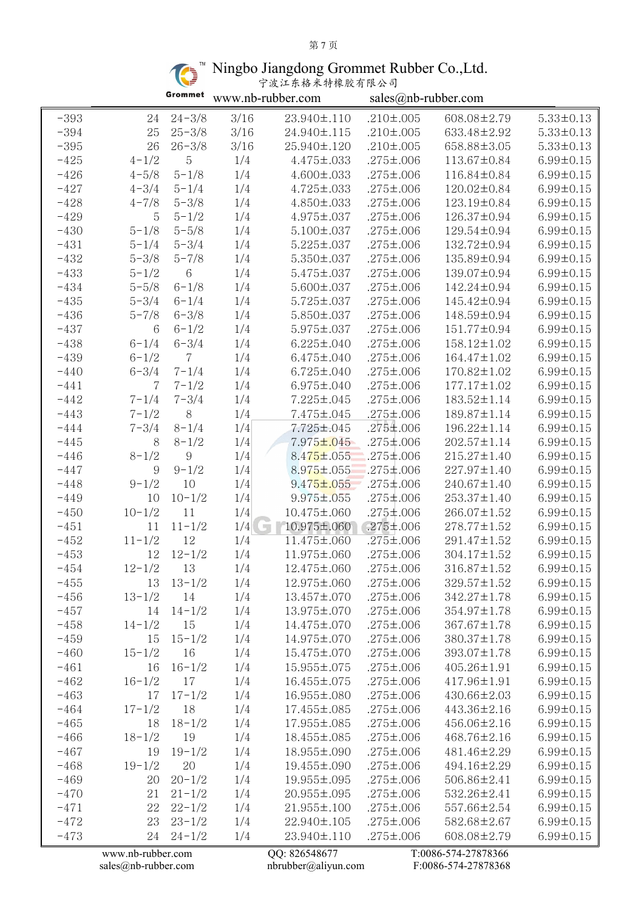Ningbo Jiangdong Grommet Rubber Co.,Ltd.
宁波江东格米特橡胶有限公司
www.nb-rubber.com sales@nb-rubber.com

| | | | | | | | |
|---|---|---|---|---|---|---|---|
| -393 | 24 | 24-3/8 | 3/16 | 23.940±.110 | .210±.005 | 608.08±2.79 | 5.33±0.13 |
| -394 | 25 | 25-3/8 | 3/16 | 24.940±.115 | .210±.005 | 633.48±2.92 | 5.33±0.13 |
| -395 | 26 | 26-3/8 | 3/16 | 25.940±.120 | .210±.005 | 658.88±3.05 | 5.33±0.13 |
| -425 | 4-1/2 | 5 | 1/4 | 4.475±.033 | .275±.006 | 113.67±0.84 | 6.99±0.15 |
| -426 | 4-5/8 | 5-1/8 | 1/4 | 4.600±.033 | .275±.006 | 116.84±0.84 | 6.99±0.15 |
| -427 | 4-3/4 | 5-1/4 | 1/4 | 4.725±.033 | .275±.006 | 120.02±0.84 | 6.99±0.15 |
| -428 | 4-7/8 | 5-3/8 | 1/4 | 4.850±.033 | .275±.006 | 123.19±0.84 | 6.99±0.15 |
| -429 | 5 | 5-1/2 | 1/4 | 4.975±.037 | .275±.006 | 126.37±0.94 | 6.99±0.15 |
| -430 | 5-1/8 | 5-5/8 | 1/4 | 5.100±.037 | .275±.006 | 129.54±0.94 | 6.99±0.15 |
| -431 | 5-1/4 | 5-3/4 | 1/4 | 5.225±.037 | .275±.006 | 132.72±0.94 | 6.99±0.15 |
| -432 | 5-3/8 | 5-7/8 | 1/4 | 5.350±.037 | .275±.006 | 135.89±0.94 | 6.99±0.15 |
| -433 | 5-1/2 | 6 | 1/4 | 5.475±.037 | .275±.006 | 139.07±0.94 | 6.99±0.15 |
| -434 | 5-5/8 | 6-1/8 | 1/4 | 5.600±.037 | .275±.006 | 142.24±0.94 | 6.99±0.15 |
| -435 | 5-3/4 | 6-1/4 | 1/4 | 5.725±.037 | .275±.006 | 145.42±0.94 | 6.99±0.15 |
| -436 | 5-7/8 | 6-3/8 | 1/4 | 5.850±.037 | .275±.006 | 148.59±0.94 | 6.99±0.15 |
| -437 | 6 | 6-1/2 | 1/4 | 5.975±.037 | .275±.006 | 151.77±0.94 | 6.99±0.15 |
| -438 | 6-1/4 | 6-3/4 | 1/4 | 6.225±.040 | .275±.006 | 158.12±1.02 | 6.99±0.15 |
| -439 | 6-1/2 | 7 | 1/4 | 6.475±.040 | .275±.006 | 164.47±1.02 | 6.99±0.15 |
| -440 | 6-3/4 | 7-1/4 | 1/4 | 6.725±.040 | .275±.006 | 170.82±1.02 | 6.99±0.15 |
| -441 | 7 | 7-1/2 | 1/4 | 6.975±.040 | .275±.006 | 177.17±1.02 | 6.99±0.15 |
| -442 | 7-1/4 | 7-3/4 | 1/4 | 7.225±.045 | .275±.006 | 183.52±1.14 | 6.99±0.15 |
| -443 | 7-1/2 | 8 | 1/4 | 7.475±.045 | .275±.006 | 189.87±1.14 | 6.99±0.15 |
| -444 | 7-3/4 | 8-1/4 | 1/4 | 7.725±.045 | .275±.006 | 196.22±1.14 | 6.99±0.15 |
| -445 | 8 | 8-1/2 | 1/4 | 7.975±.045 | .275±.006 | 202.57±1.14 | 6.99±0.15 |
| -446 | 8-1/2 | 9 | 1/4 | 8.475±.055 | .275±.006 | 215.27±1.40 | 6.99±0.15 |
| -447 | 9 | 9-1/2 | 1/4 | 8.975±.055 | .275±.006 | 227.97±1.40 | 6.99±0.15 |
| -448 | 9-1/2 | 10 | 1/4 | 9.475±.055 | .275±.006 | 240.67±1.40 | 6.99±0.15 |
| -449 | 10 | 10-1/2 | 1/4 | 9.975±.055 | .275±.006 | 253.37±1.40 | 6.99±0.15 |
| -450 | 10-1/2 | 11 | 1/4 | 10.475±.060 | .275±.006 | 266.07±1.52 | 6.99±0.15 |
| -451 | 11 | 11-1/2 | 1/4 | 10.975±.060 | .275±.006 | 278.77±1.52 | 6.99±0.15 |
| -452 | 11-1/2 | 12 | 1/4 | 11.475±.060 | .275±.006 | 291.47±1.52 | 6.99±0.15 |
| -453 | 12 | 12-1/2 | 1/4 | 11.975±.060 | .275±.006 | 304.17±1.52 | 6.99±0.15 |
| -454 | 12-1/2 | 13 | 1/4 | 12.475±.060 | .275±.006 | 316.87±1.52 | 6.99±0.15 |
| -455 | 13 | 13-1/2 | 1/4 | 12.975±.060 | .275±.006 | 329.57±1.52 | 6.99±0.15 |
| -456 | 13-1/2 | 14 | 1/4 | 13.457±.070 | .275±.006 | 342.27±1.78 | 6.99±0.15 |
| -457 | 14 | 14-1/2 | 1/4 | 13.975±.070 | .275±.006 | 354.97±1.78 | 6.99±0.15 |
| -458 | 14-1/2 | 15 | 1/4 | 14.475±.070 | .275±.006 | 367.67±1.78 | 6.99±0.15 |
| -459 | 15 | 15-1/2 | 1/4 | 14.975±.070 | .275±.006 | 380.37±1.78 | 6.99±0.15 |
| -460 | 15-1/2 | 16 | 1/4 | 15.475±.070 | .275±.006 | 393.07±1.78 | 6.99±0.15 |
| -461 | 16 | 16-1/2 | 1/4 | 15.955±.075 | .275±.006 | 405.26±1.91 | 6.99±0.15 |
| -462 | 16-1/2 | 17 | 1/4 | 16.455±.075 | .275±.006 | 417.96±1.91 | 6.99±0.15 |
| -463 | 17 | 17-1/2 | 1/4 | 16.955±.080 | .275±.006 | 430.66±2.03 | 6.99±0.15 |
| -464 | 17-1/2 | 18 | 1/4 | 17.455±.085 | .275±.006 | 443.36±2.16 | 6.99±0.15 |
| -465 | 18 | 18-1/2 | 1/4 | 17.955±.085 | .275±.006 | 456.06±2.16 | 6.99±0.15 |
| -466 | 18-1/2 | 19 | 1/4 | 18.455±.085 | .275±.006 | 468.76±2.16 | 6.99±0.15 |
| -467 | 19 | 19-1/2 | 1/4 | 18.955±.090 | .275±.006 | 481.46±2.29 | 6.99±0.15 |
| -468 | 19-1/2 | 20 | 1/4 | 19.455±.090 | .275±.006 | 494.16±2.29 | 6.99±0.15 |
| -469 | 20 | 20-1/2 | 1/4 | 19.955±.095 | .275±.006 | 506.86±2.41 | 6.99±0.15 |
| -470 | 21 | 21-1/2 | 1/4 | 20.955±.095 | .275±.006 | 532.26±2.41 | 6.99±0.15 |
| -471 | 22 | 22-1/2 | 1/4 | 21.955±.100 | .275±.006 | 557.66±2.54 | 6.99±0.15 |
| -472 | 23 | 23-1/2 | 1/4 | 22.940±.105 | .275±.006 | 582.68±2.67 | 6.99±0.15 |
| -473 | 24 | 24-1/2 | 1/4 | 23.940±.110 | .275±.006 | 608.08±2.79 | 6.99±0.15 |

www.nb-rubber.com QQ: 826548677 T:0086-574-27878366
sales@nb-rubber.com nbrubber@aliyun.com F:0086-574-27878368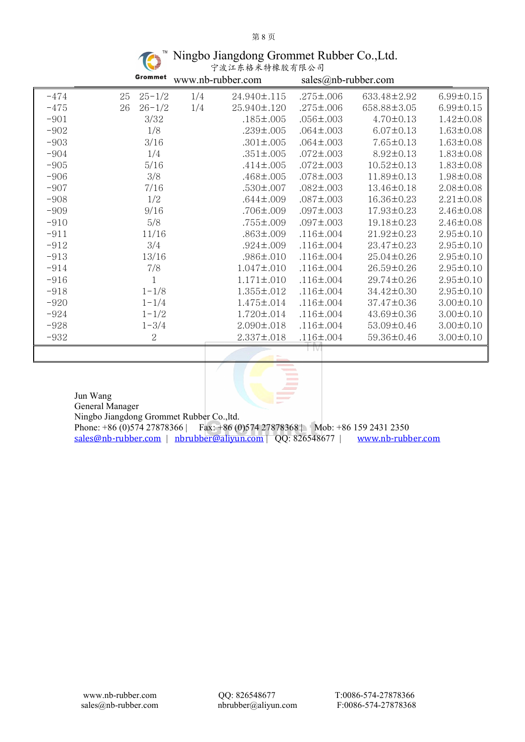| | | | | | | | |
|---|---|---|---|---|---|---|---|
| -474 | 25 | 25-1/2 | 1/4 | 24.940±.115 | .275±.006 | 633.48±2.92 | 6.99±0.15 |
| -475 | 26 | 26-1/2 | 1/4 | 25.940±.120 | .275±.006 | 658.88±3.05 | 6.99±0.15 |
| -901 | | 3/32 | | .185±.005 | .056±.003 | 4.70±0.13 | 1.42±0.08 |
| -902 | | 1/8 | | .239±.005 | .064±.003 | 6.07±0.13 | 1.63±0.08 |
| -903 | | 3/16 | | .301±.005 | .064±.003 | 7.65±0.13 | 1.63±0.08 |
| -904 | | 1/4 | | .351±.005 | .072±.003 | 8.92±0.13 | 1.83±0.08 |
| -905 | | 5/16 | | .414±.005 | .072±.003 | 10.52±0.13 | 1.83±0.08 |
| -906 | | 3/8 | | .468±.005 | .078±.003 | 11.89±0.13 | 1.98±0.08 |
| -907 | | 7/16 | | .530±.007 | .082±.003 | 13.46±0.18 | 2.08±0.08 |
| -908 | | 1/2 | | .644±.009 | .087±.003 | 16.36±0.23 | 2.21±0.08 |
| -909 | | 9/16 | | .706±.009 | .097±.003 | 17.93±0.23 | 2.46±0.08 |
| -910 | | 5/8 | | .755±.009 | .097±.003 | 19.18±0.23 | 2.46±0.08 |
| -911 | | 11/16 | | .863±.009 | .116±.004 | 21.92±0.23 | 2.95±0.10 |
| -912 | | 3/4 | | .924±.009 | .116±.004 | 23.47±0.23 | 2.95±0.10 |
| -913 | | 13/16 | | .986±.010 | .116±.004 | 25.04±0.26 | 2.95±0.10 |
| -914 | | 7/8 | | 1.047±.010 | .116±.004 | 26.59±0.26 | 2.95±0.10 |
| -916 | | 1 | | 1.171±.010 | .116±.004 | 29.74±0.26 | 2.95±0.10 |
| -918 | | 1-1/8 | | 1.355±.012 | .116±.004 | 34.42±0.30 | 2.95±0.10 |
| -920 | | 1-1/4 | | 1.475±.014 | .116±.004 | 37.47±0.36 | 3.00±0.10 |
| -924 | | 1-1/2 | | 1.720±.014 | .116±.004 | 43.69±0.36 | 3.00±0.10 |
| -928 | | 1-3/4 | | 2.090±.018 | .116±.004 | 53.09±0.46 | 3.00±0.10 |
| -932 | | 2 | | 2.337±.018 | .116±.004 | 59.36±0.46 | 3.00±0.10 |

Jun Wang
General Manager
Ningbo Jiangdong Grommet Rubber Co.,ltd.
Phone: +86 (0)574 27878366 | Fax: +86 (0)574 27878368 | Mob: +86 159 2431 2350
sales@nb-rubber.com | nbrubber@aliyun.com | QQ: 826548677 | www.nb-rubber.com